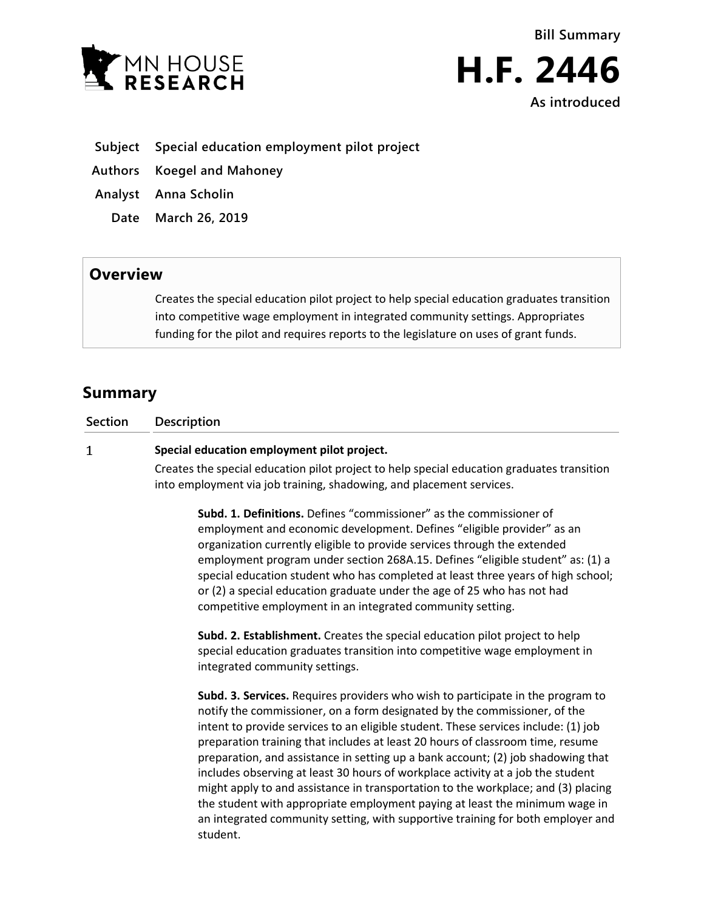MN HOUSE RESEARCH

**Bill Summary**

# H.F. 2446

**As introduced**

| | |
|---|---|
| **Subject** | **Special education employment pilot project** |
| **Authors** | **Koegel and Mahoney** |
| **Analyst** | **Anna Scholin** |
| **Date** | **March 26, 2019** |

## Overview

Creates the special education pilot project to help special education graduates transition into competitive wage employment in integrated community settings. Appropriates funding for the pilot and requires reports to the legislature on uses of grant funds.

## Summary

| Section | Description |
|---|---|
| 1 | **Special education employment pilot project.** |

Creates the special education pilot project to help special education graduates transition into employment via job training, shadowing, and placement services.

**Subd. 1. Definitions.** Defines "commissioner" as the commissioner of employment and economic development. Defines "eligible provider" as an organization currently eligible to provide services through the extended employment program under section 268A.15. Defines "eligible student" as: (1) a special education student who has completed at least three years of high school; or (2) a special education graduate under the age of 25 who has not had competitive employment in an integrated community setting.

**Subd. 2. Establishment.** Creates the special education pilot project to help special education graduates transition into competitive wage employment in integrated community settings.

**Subd. 3. Services.** Requires providers who wish to participate in the program to notify the commissioner, on a form designated by the commissioner, of the intent to provide services to an eligible student. These services include: (1) job preparation training that includes at least 20 hours of classroom time, resume preparation, and assistance in setting up a bank account; (2) job shadowing that includes observing at least 30 hours of workplace activity at a job the student might apply to and assistance in transportation to the workplace; and (3) placing the student with appropriate employment paying at least the minimum wage in an integrated community setting, with supportive training for both employer and student.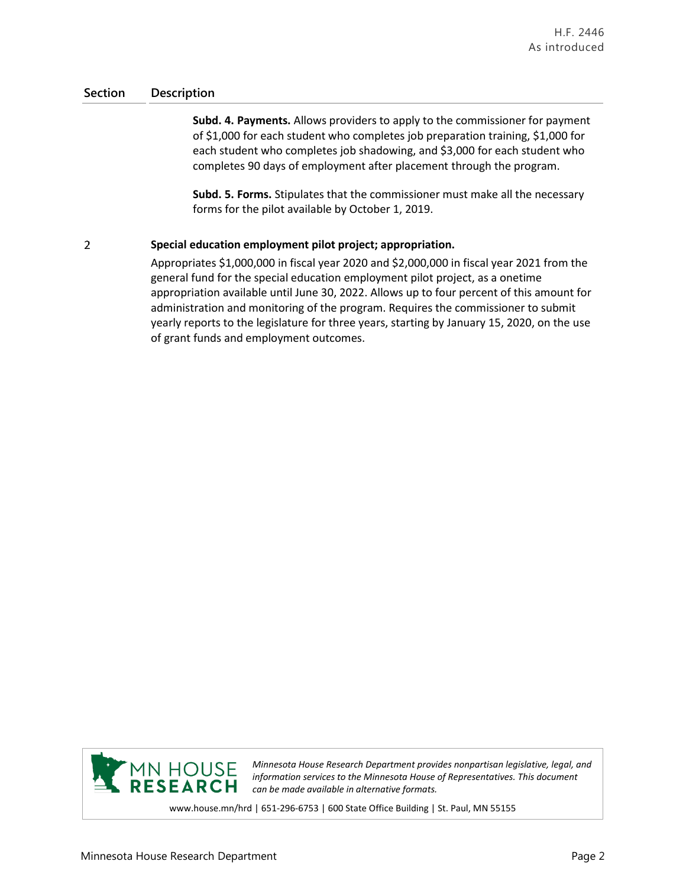| Section | Description |
|---|---|
| | **Subd. 4. Payments.** Allows providers to apply to the commissioner for payment of $1,000 for each student who completes job preparation training, $1,000 for each student who completes job shadowing, and $3,000 for each student who completes 90 days of employment after placement through the program. |
| | **Subd. 5. Forms.** Stipulates that the commissioner must make all the necessary forms for the pilot available by October 1, 2019. |
| 2 | **Special education employment pilot project; appropriation.** Appropriates $1,000,000 in fiscal year 2020 and $2,000,000 in fiscal year 2021 from the general fund for the special education employment pilot project, as a onetime appropriation available until June 30, 2022. Allows up to four percent of this amount for administration and monitoring of the program. Requires the commissioner to submit yearly reports to the legislature for three years, starting by January 15, 2020, on the use of grant funds and employment outcomes. |

MN HOUSE RESEARCH

*Minnesota House Research Department provides nonpartisan legislative, legal, and information services to the Minnesota House of Representatives. This document can be made available in alternative formats.*

www.house.mn/hrd | 651-296-6753 | 600 State Office Building | St. Paul, MN 55155